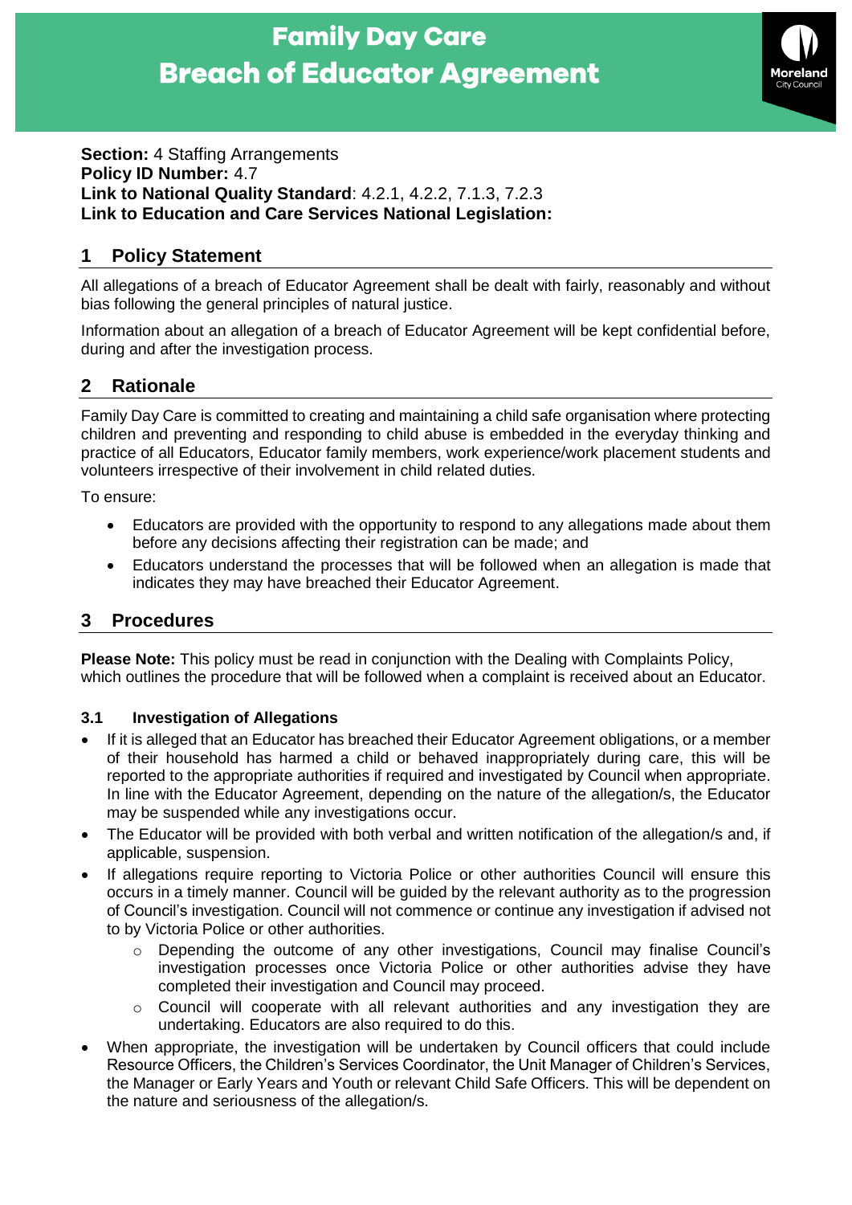# Family Day Care
# Breach of Educator Agreement

**Section:** 4 Staffing Arrangements
**Policy ID Number:** 4.7
**Link to National Quality Standard**: 4.2.1, 4.2.2, 7.1.3, 7.2.3
**Link to Education and Care Services National Legislation:**

## 1 Policy Statement

All allegations of a breach of Educator Agreement shall be dealt with fairly, reasonably and without bias following the general principles of natural justice.

Information about an allegation of a breach of Educator Agreement will be kept confidential before, during and after the investigation process.

## 2 Rationale

Family Day Care is committed to creating and maintaining a child safe organisation where protecting children and preventing and responding to child abuse is embedded in the everyday thinking and practice of all Educators, Educator family members, work experience/work placement students and volunteers irrespective of their involvement in child related duties.

To ensure:

- Educators are provided with the opportunity to respond to any allegations made about them before any decisions affecting their registration can be made; and
- Educators understand the processes that will be followed when an allegation is made that indicates they may have breached their Educator Agreement.

## 3 Procedures

**Please Note:** This policy must be read in conjunction with the Dealing with Complaints Policy, which outlines the procedure that will be followed when a complaint is received about an Educator.

### 3.1 Investigation of Allegations

- If it is alleged that an Educator has breached their Educator Agreement obligations, or a member of their household has harmed a child or behaved inappropriately during care, this will be reported to the appropriate authorities if required and investigated by Council when appropriate. In line with the Educator Agreement, depending on the nature of the allegation/s, the Educator may be suspended while any investigations occur.
- The Educator will be provided with both verbal and written notification of the allegation/s and, if applicable, suspension.
- If allegations require reporting to Victoria Police or other authorities Council will ensure this occurs in a timely manner. Council will be guided by the relevant authority as to the progression of Council's investigation. Council will not commence or continue any investigation if advised not to by Victoria Police or other authorities.
    - Depending the outcome of any other investigations, Council may finalise Council's investigation processes once Victoria Police or other authorities advise they have completed their investigation and Council may proceed.
    - Council will cooperate with all relevant authorities and any investigation they are undertaking. Educators are also required to do this.
- When appropriate, the investigation will be undertaken by Council officers that could include Resource Officers, the Children's Services Coordinator, the Unit Manager of Children's Services, the Manager or Early Years and Youth or relevant Child Safe Officers. This will be dependent on the nature and seriousness of the allegation/s.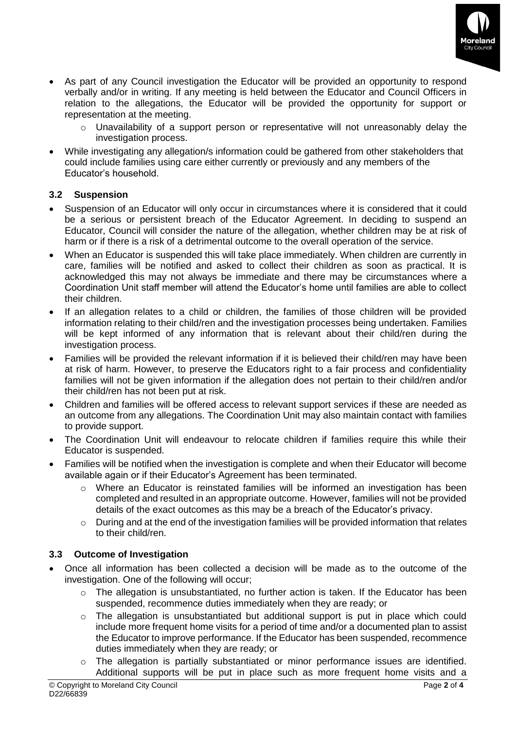- As part of any Council investigation the Educator will be provided an opportunity to respond verbally and/or in writing. If any meeting is held between the Educator and Council Officers in relation to the allegations, the Educator will be provided the opportunity for support or representation at the meeting.
  - Unavailability of a support person or representative will not unreasonably delay the investigation process.
- While investigating any allegation/s information could be gathered from other stakeholders that could include families using care either currently or previously and any members of the Educator's household.

### 3.2 Suspension

- Suspension of an Educator will only occur in circumstances where it is considered that it could be a serious or persistent breach of the Educator Agreement. In deciding to suspend an Educator, Council will consider the nature of the allegation, whether children may be at risk of harm or if there is a risk of a detrimental outcome to the overall operation of the service.
- When an Educator is suspended this will take place immediately. When children are currently in care, families will be notified and asked to collect their children as soon as practical. It is acknowledged this may not always be immediate and there may be circumstances where a Coordination Unit staff member will attend the Educator's home until families are able to collect their children.
- If an allegation relates to a child or children, the families of those children will be provided information relating to their child/ren and the investigation processes being undertaken. Families will be kept informed of any information that is relevant about their child/ren during the investigation process.
- Families will be provided the relevant information if it is believed their child/ren may have been at risk of harm. However, to preserve the Educators right to a fair process and confidentiality families will not be given information if the allegation does not pertain to their child/ren and/or their child/ren has not been put at risk.
- Children and families will be offered access to relevant support services if these are needed as an outcome from any allegations. The Coordination Unit may also maintain contact with families to provide support.
- The Coordination Unit will endeavour to relocate children if families require this while their Educator is suspended.
- Families will be notified when the investigation is complete and when their Educator will become available again or if their Educator's Agreement has been terminated.
  - Where an Educator is reinstated families will be informed an investigation has been completed and resulted in an appropriate outcome. However, families will not be provided details of the exact outcomes as this may be a breach of the Educator's privacy.
  - During and at the end of the investigation families will be provided information that relates to their child/ren.

### 3.3 Outcome of Investigation

- Once all information has been collected a decision will be made as to the outcome of the investigation. One of the following will occur;
  - The allegation is unsubstantiated, no further action is taken. If the Educator has been suspended, recommence duties immediately when they are ready; or
  - The allegation is unsubstantiated but additional support is put in place which could include more frequent home visits for a period of time and/or a documented plan to assist the Educator to improve performance. If the Educator has been suspended, recommence duties immediately when they are ready; or
  - The allegation is partially substantiated or minor performance issues are identified. Additional supports will be put in place such as more frequent home visits and a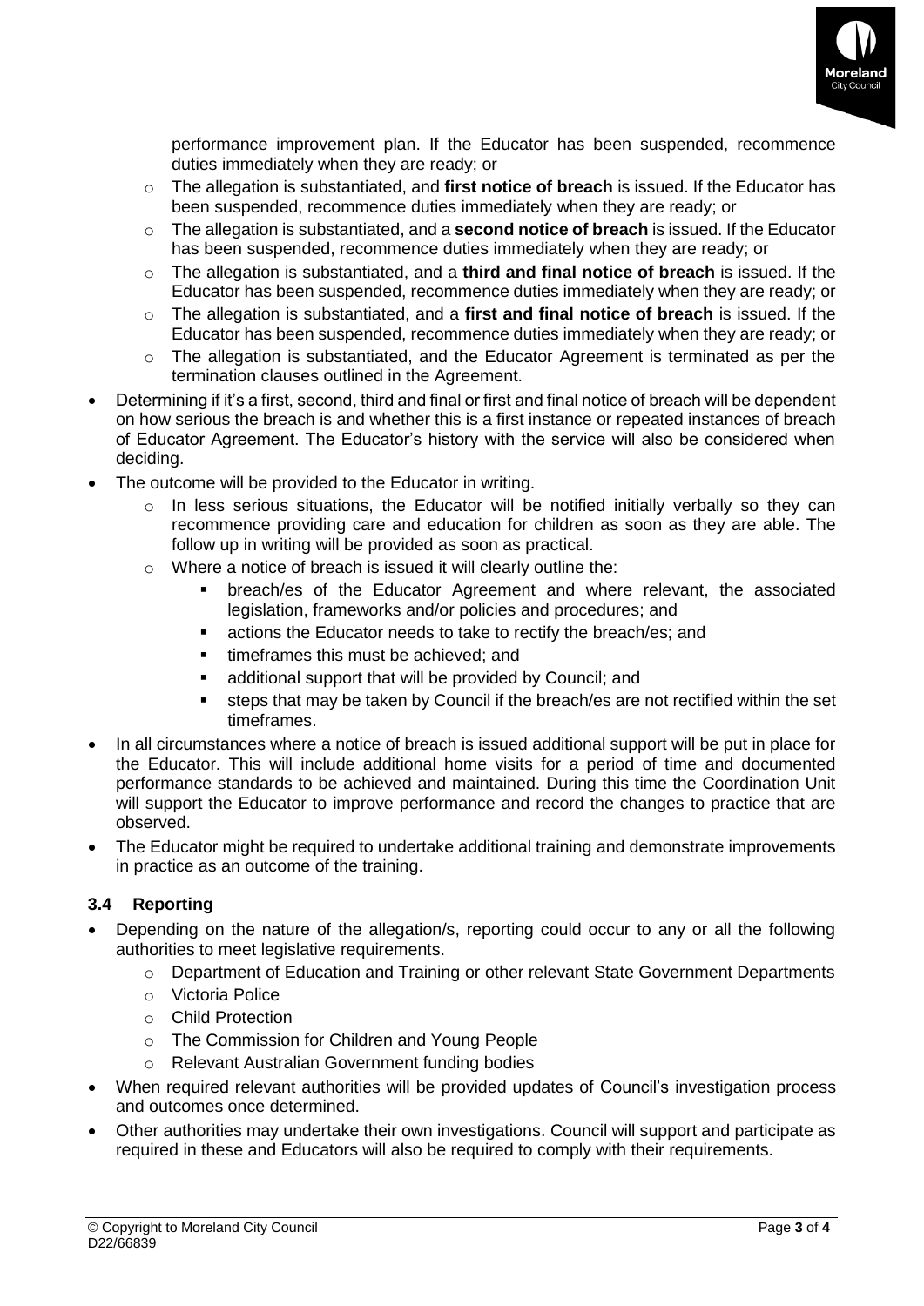performance improvement plan. If the Educator has been suspended, recommence duties immediately when they are ready; or
    - The allegation is substantiated, and **first notice of breach** is issued. If the Educator has been suspended, recommence duties immediately when they are ready; or
    - The allegation is substantiated, and a **second notice of breach** is issued. If the Educator has been suspended, recommence duties immediately when they are ready; or
    - The allegation is substantiated, and a **third and final notice of breach** is issued. If the Educator has been suspended, recommence duties immediately when they are ready; or
    - The allegation is substantiated, and a **first and final notice of breach** is issued. If the Educator has been suspended, recommence duties immediately when they are ready; or
    - The allegation is substantiated, and the Educator Agreement is terminated as per the termination clauses outlined in the Agreement.
- Determining if it's a first, second, third and final or first and final notice of breach will be dependent on how serious the breach is and whether this is a first instance or repeated instances of breach of Educator Agreement. The Educator's history with the service will also be considered when deciding.
- The outcome will be provided to the Educator in writing.
    - In less serious situations, the Educator will be notified initially verbally so they can recommence providing care and education for children as soon as they are able. The follow up in writing will be provided as soon as practical.
    - Where a notice of breach is issued it will clearly outline the:
        - breach/es of the Educator Agreement and where relevant, the associated legislation, frameworks and/or policies and procedures; and
        - actions the Educator needs to take to rectify the breach/es; and
        - timeframes this must be achieved; and
        - additional support that will be provided by Council; and
        - steps that may be taken by Council if the breach/es are not rectified within the set timeframes.
- In all circumstances where a notice of breach is issued additional support will be put in place for the Educator. This will include additional home visits for a period of time and documented performance standards to be achieved and maintained. During this time the Coordination Unit will support the Educator to improve performance and record the changes to practice that are observed.
- The Educator might be required to undertake additional training and demonstrate improvements in practice as an outcome of the training.

### 3.4 Reporting

- Depending on the nature of the allegation/s, reporting could occur to any or all the following authorities to meet legislative requirements.
    - Department of Education and Training or other relevant State Government Departments
    - Victoria Police
    - Child Protection
    - The Commission for Children and Young People
    - Relevant Australian Government funding bodies
- When required relevant authorities will be provided updates of Council's investigation process and outcomes once determined.
- Other authorities may undertake their own investigations. Council will support and participate as required in these and Educators will also be required to comply with their requirements.

© Copyright to Moreland City Council
D22/66839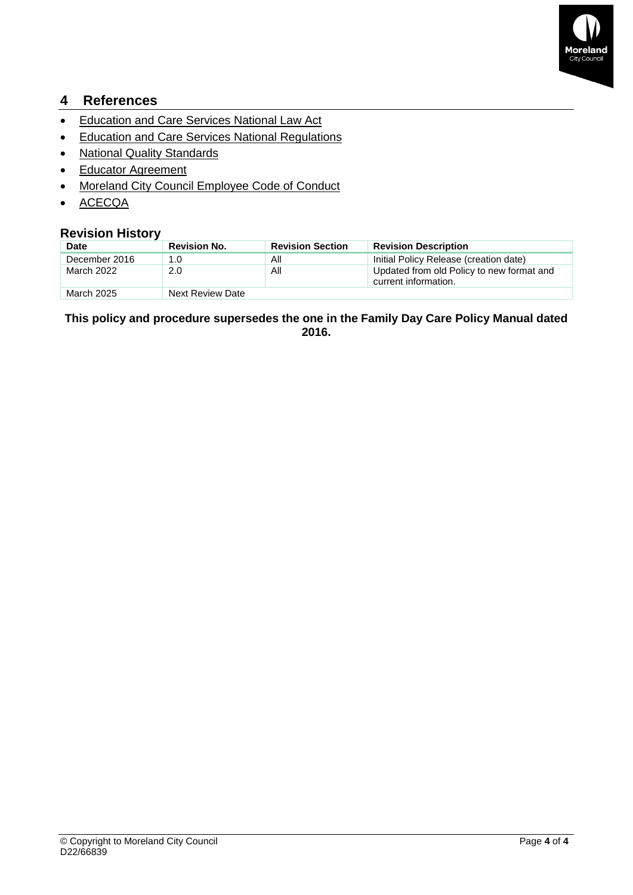## 4 References

- Education and Care Services National Law Act
- Education and Care Services National Regulations
- National Quality Standards
- Educator Agreement
- Moreland City Council Employee Code of Conduct
- ACECQA

### Revision History

| Date | Revision No. | Revision Section | Revision Description |
|---|---|---|---|
| December 2016 | 1.0 | All | Initial Policy Release (creation date) |
| March 2022 | 2.0 | All | Updated from old Policy to new format and current information. |
| March 2025 | Next Review Date | | |

**This policy and procedure supersedes the one in the Family Day Care Policy Manual dated 2016.**